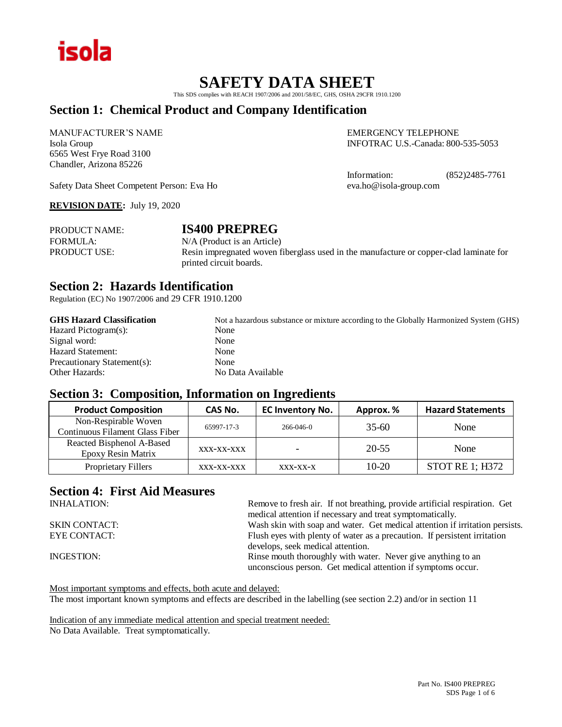isola

# SAFETY DATA SHEET

This SDS complies with REACH 1907/2006 and 2001/58/EC, GHS, OSHA 29CFR 1910.1200

## Section 1: Chemical Product and Company Identification

MANUFACTURER'S NAME
Isola Group
6565 West Frye Road 3100
Chandler, Arizona 85226

EMERGENCY TELEPHONE
INFOTRAC U.S.-Canada: 800-535-5053

Information: (852)2485-7761
eva.ho@isola-group.com

Safety Data Sheet Competent Person: Eva Ho

**REVISION DATE:** July 19, 2020

PRODUCT NAME: **IS400 PREPREG**
FORMULA: N/A (Product is an Article)
PRODUCT USE: Resin impregnated woven fiberglass used in the manufacture or copper-clad laminate for printed circuit boards.

## Section 2: Hazards Identification

Regulation (EC) No 1907/2006 and 29 CFR 1910.1200

**GHS Hazard Classification** Not a hazardous substance or mixture according to the Globally Harmonized System (GHS)
Hazard Pictogram(s): None
Signal word: None
Hazard Statement: None
Precautionary Statement(s): None
Other Hazards: No Data Available

## Section 3: Composition, Information on Ingredients

| Product Composition | CAS No. | EC Inventory No. | Approx. % | Hazard Statements |
|---|---|---|---|---|
| Non-Respirable Woven Continuous Filament Glass Fiber | 65997-17-3 | 266-046-0 | 35-60 | None |
| Reacted Bisphenol A-Based Epoxy Resin Matrix | XXX-XX-XXX | - | 20-55 | None |
| Proprietary Fillers | XXX-XX-XXX | XXX-XX-X | 10-20 | STOT RE 1; H372 |

## Section 4: First Aid Measures

INHALATION: Remove to fresh air. If not breathing, provide artificial respiration. Get medical attention if necessary and treat symptomatically.

SKIN CONTACT: Wash skin with soap and water. Get medical attention if irritation persists.

EYE CONTACT: Flush eyes with plenty of water as a precaution. If persistent irritation develops, seek medical attention.

INGESTION: Rinse mouth thoroughly with water. Never give anything to an unconscious person. Get medical attention if symptoms occur.

Most important symptoms and effects, both acute and delayed:
The most important known symptoms and effects are described in the labelling (see section 2.2) and/or in section 11

Indication of any immediate medical attention and special treatment needed:
No Data Available. Treat symptomatically.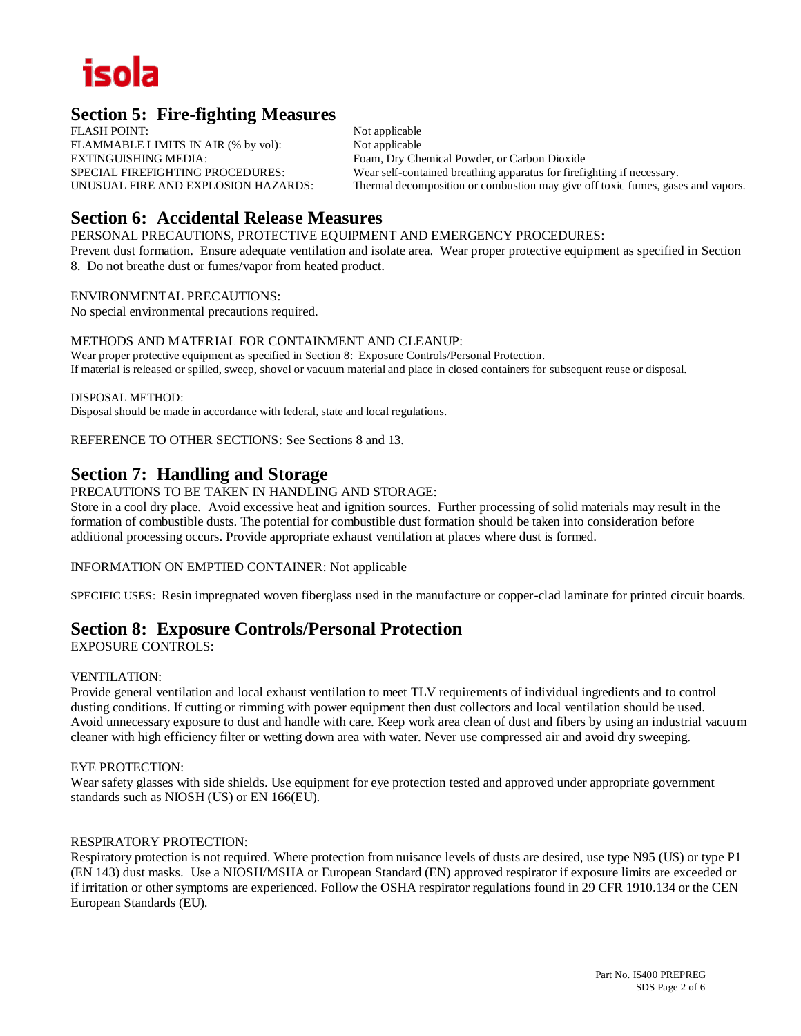## Section 5: Fire-fighting Measures

| | |
|---|---|
| FLASH POINT: | Not applicable |
| FLAMMABLE LIMITS IN AIR (% by vol): | Not applicable |
| EXTINGUISHING MEDIA: | Foam, Dry Chemical Powder, or Carbon Dioxide |
| SPECIAL FIREFIGHTING PROCEDURES: | Wear self-contained breathing apparatus for firefighting if necessary. |
| UNUSUAL FIRE AND EXPLOSION HAZARDS: | Thermal decomposition or combustion may give off toxic fumes, gases and vapors. |

## Section 6: Accidental Release Measures

PERSONAL PRECAUTIONS, PROTECTIVE EQUIPMENT AND EMERGENCY PROCEDURES:
Prevent dust formation. Ensure adequate ventilation and isolate area. Wear proper protective equipment as specified in Section 8. Do not breathe dust or fumes/vapor from heated product.

ENVIRONMENTAL PRECAUTIONS:
No special environmental precautions required.

METHODS AND MATERIAL FOR CONTAINMENT AND CLEANUP:
Wear proper protective equipment as specified in Section 8: Exposure Controls/Personal Protection.
If material is released or spilled, sweep, shovel or vacuum material and place in closed containers for subsequent reuse or disposal.

DISPOSAL METHOD:
Disposal should be made in accordance with federal, state and local regulations.

REFERENCE TO OTHER SECTIONS: See Sections 8 and 13.

## Section 7: Handling and Storage

PRECAUTIONS TO BE TAKEN IN HANDLING AND STORAGE:
Store in a cool dry place. Avoid excessive heat and ignition sources. Further processing of solid materials may result in the formation of combustible dusts. The potential for combustible dust formation should be taken into consideration before additional processing occurs. Provide appropriate exhaust ventilation at places where dust is formed.

INFORMATION ON EMPTIED CONTAINER: Not applicable

SPECIFIC USES: Resin impregnated woven fiberglass used in the manufacture or copper-clad laminate for printed circuit boards.

## Section 8: Exposure Controls/Personal Protection

EXPOSURE CONTROLS:

VENTILATION:
Provide general ventilation and local exhaust ventilation to meet TLV requirements of individual ingredients and to control dusting conditions. If cutting or rimming with power equipment then dust collectors and local ventilation should be used. Avoid unnecessary exposure to dust and handle with care. Keep work area clean of dust and fibers by using an industrial vacuum cleaner with high efficiency filter or wetting down area with water. Never use compressed air and avoid dry sweeping.

EYE PROTECTION:
Wear safety glasses with side shields. Use equipment for eye protection tested and approved under appropriate government standards such as NIOSH (US) or EN 166(EU).

RESPIRATORY PROTECTION:
Respiratory protection is not required. Where protection from nuisance levels of dusts are desired, use type N95 (US) or type P1 (EN 143) dust masks. Use a NIOSH/MSHA or European Standard (EN) approved respirator if exposure limits are exceeded or if irritation or other symptoms are experienced. Follow the OSHA respirator regulations found in 29 CFR 1910.134 or the CEN European Standards (EU).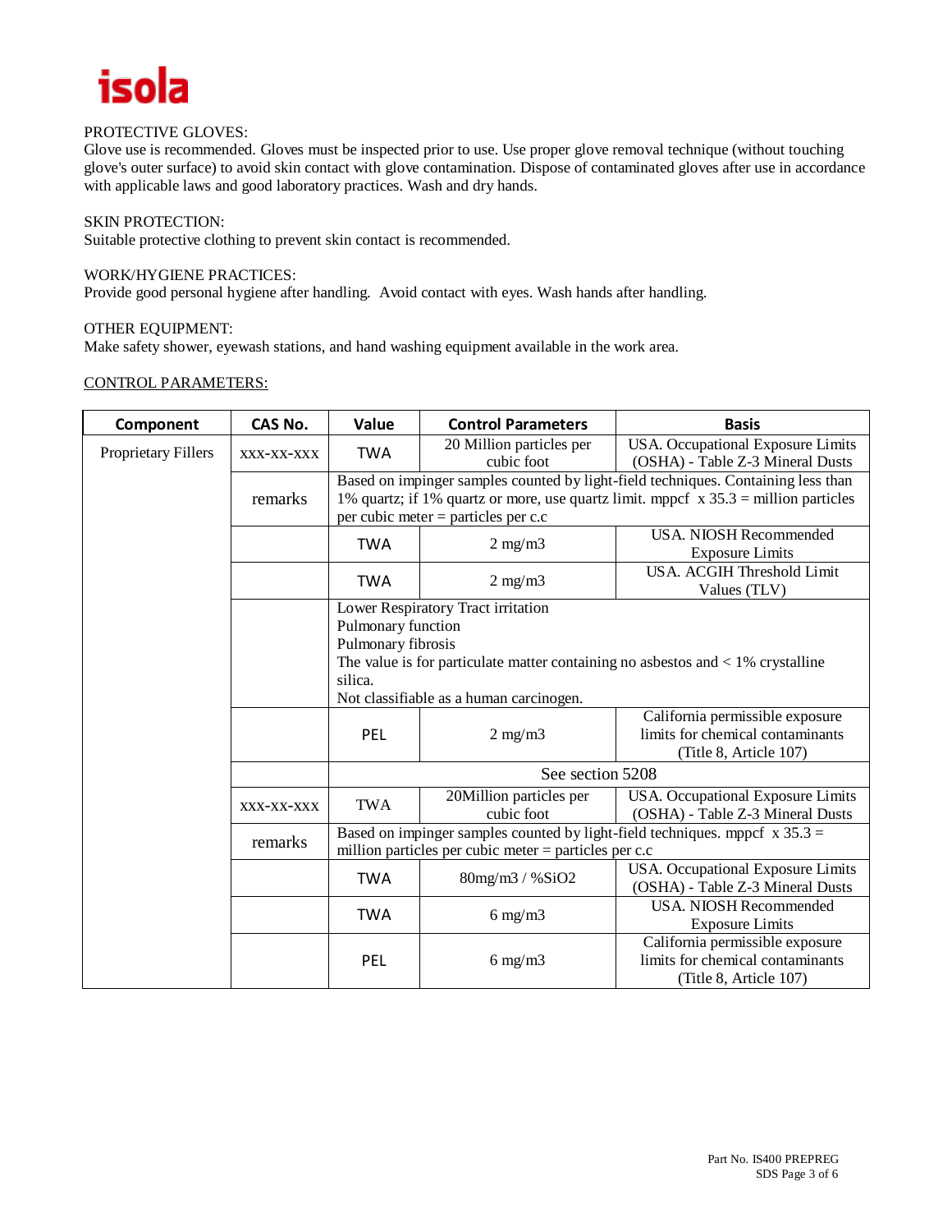PROTECTIVE GLOVES:
Glove use is recommended. Gloves must be inspected prior to use. Use proper glove removal technique (without touching glove's outer surface) to avoid skin contact with glove contamination. Dispose of contaminated gloves after use in accordance with applicable laws and good laboratory practices. Wash and dry hands.

SKIN PROTECTION:
Suitable protective clothing to prevent skin contact is recommended.

WORK/HYGIENE PRACTICES:
Provide good personal hygiene after handling. Avoid contact with eyes. Wash hands after handling.

OTHER EQUIPMENT:
Make safety shower, eyewash stations, and hand washing equipment available in the work area.

CONTROL PARAMETERS:

| Component | CAS No. | Value | Control Parameters | Basis |
|---|---|---|---|---|
| Proprietary Fillers | xxx-xx-xxx | TWA | 20 Million particles per cubic foot | USA. Occupational Exposure Limits (OSHA) - Table Z-3 Mineral Dusts |
| | remarks | Based on impinger samples counted by light-field techniques. Containing less than 1% quartz; if 1% quartz or more, use quartz limit. mppcf x 35.3 = million particles per cubic meter = particles per c.c | | |
| | | TWA | 2 mg/m3 | USA. NIOSH Recommended Exposure Limits |
| | | TWA | 2 mg/m3 | USA. ACGIH Threshold Limit Values (TLV) |
| | | Lower Respiratory Tract irritation<br>Pulmonary function<br>Pulmonary fibrosis<br>The value is for particulate matter containing no asbestos and < 1% crystalline silica.<br>Not classifiable as a human carcinogen. | | |
| | | PEL | 2 mg/m3 | California permissible exposure limits for chemical contaminants (Title 8, Article 107) |
| | | See section 5208 | | |
| | xxx-xx-xxx | TWA | 20Million particles per cubic foot | USA. Occupational Exposure Limits (OSHA) - Table Z-3 Mineral Dusts |
| | remarks | Based on impinger samples counted by light-field techniques. mppcf x 35.3 = million particles per cubic meter = particles per c.c | | |
| | | TWA | 80mg/m3 / %SiO2 | USA. Occupational Exposure Limits (OSHA) - Table Z-3 Mineral Dusts |
| | | TWA | 6 mg/m3 | USA. NIOSH Recommended Exposure Limits |
| | | PEL | 6 mg/m3 | California permissible exposure limits for chemical contaminants (Title 8, Article 107) |

Part No. IS400 PREPREG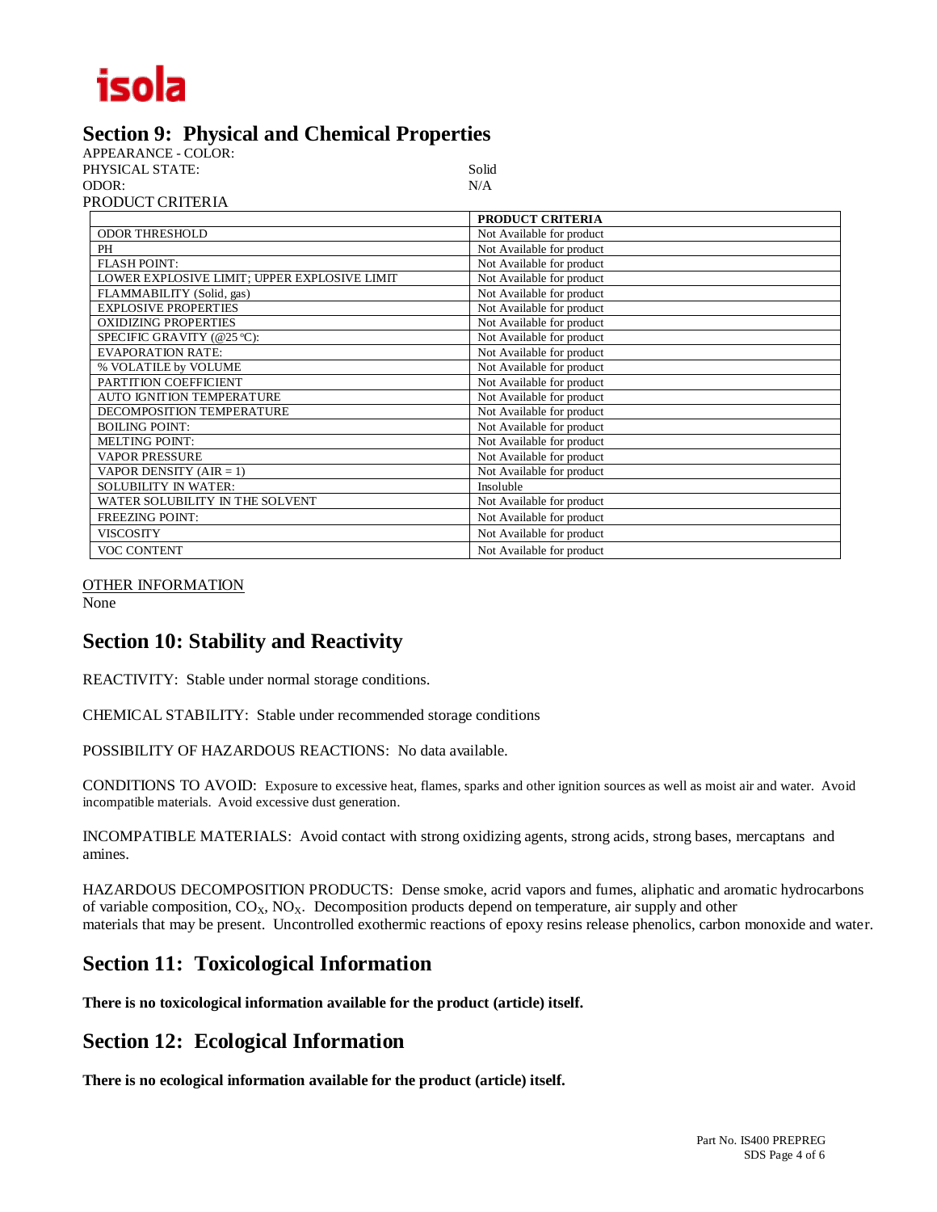isola

## Section 9: Physical and Chemical Properties

APPEARANCE - COLOR:
PHYSICAL STATE: Solid
ODOR: N/A
PRODUCT CRITERIA

| | PRODUCT CRITERIA |
|---|---|
| ODOR THRESHOLD | Not Available for product |
| PH | Not Available for product |
| FLASH POINT: | Not Available for product |
| LOWER EXPLOSIVE LIMIT; UPPER EXPLOSIVE LIMIT | Not Available for product |
| FLAMMABILITY (Solid, gas) | Not Available for product |
| EXPLOSIVE PROPERTIES | Not Available for product |
| OXIDIZING PROPERTIES | Not Available for product |
| SPECIFIC GRAVITY (@25 °C): | Not Available for product |
| EVAPORATION RATE: | Not Available for product |
| % VOLATILE by VOLUME | Not Available for product |
| PARTITION COEFFICIENT | Not Available for product |
| AUTO IGNITION TEMPERATURE | Not Available for product |
| DECOMPOSITION TEMPERATURE | Not Available for product |
| BOILING POINT: | Not Available for product |
| MELTING POINT: | Not Available for product |
| VAPOR PRESSURE | Not Available for product |
| VAPOR DENSITY (AIR = 1) | Not Available for product |
| SOLUBILITY IN WATER: | Insoluble |
| WATER SOLUBILITY IN THE SOLVENT | Not Available for product |
| FREEZING POINT: | Not Available for product |
| VISCOSITY | Not Available for product |
| VOC CONTENT | Not Available for product |

OTHER INFORMATION
None

## Section 10: Stability and Reactivity

REACTIVITY: Stable under normal storage conditions.

CHEMICAL STABILITY: Stable under recommended storage conditions

POSSIBILITY OF HAZARDOUS REACTIONS: No data available.

CONDITIONS TO AVOID: Exposure to excessive heat, flames, sparks and other ignition sources as well as moist air and water. Avoid incompatible materials. Avoid excessive dust generation.

INCOMPATIBLE MATERIALS: Avoid contact with strong oxidizing agents, strong acids, strong bases, mercaptans and amines.

HAZARDOUS DECOMPOSITION PRODUCTS: Dense smoke, acrid vapors and fumes, aliphatic and aromatic hydrocarbons of variable composition, $CO_X$, $NO_X$. Decomposition products depend on temperature, air supply and other materials that may be present. Uncontrolled exothermic reactions of epoxy resins release phenolics, carbon monoxide and water.

## Section 11: Toxicological Information

**There is no toxicological information available for the product (article) itself.**

## Section 12: Ecological Information

**There is no ecological information available for the product (article) itself.**

Part No. IS400 PREPREG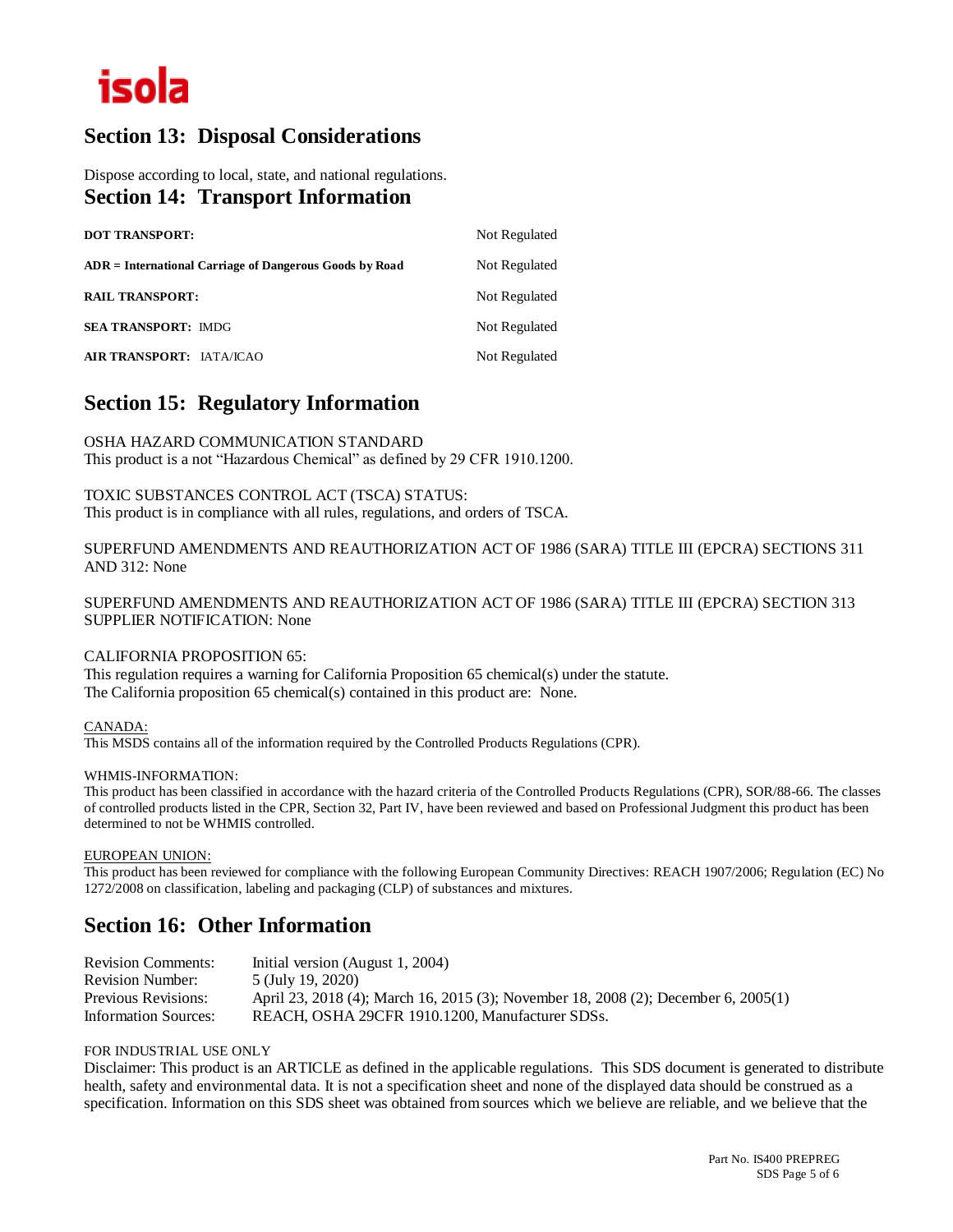## Section 13: Disposal Considerations

Dispose according to local, state, and national regulations.

## Section 14: Transport Information

| | |
|---|---|
| **DOT TRANSPORT:** | Not Regulated |
| **ADR = International Carriage of Dangerous Goods by Road** | Not Regulated |
| **RAIL TRANSPORT:** | Not Regulated |
| **SEA TRANSPORT:** IMDG | Not Regulated |
| **AIR TRANSPORT:** IATA/ICAO | Not Regulated |

## Section 15: Regulatory Information

OSHA HAZARD COMMUNICATION STANDARD
This product is a not "Hazardous Chemical" as defined by 29 CFR 1910.1200.

TOXIC SUBSTANCES CONTROL ACT (TSCA) STATUS:
This product is in compliance with all rules, regulations, and orders of TSCA.

SUPERFUND AMENDMENTS AND REAUTHORIZATION ACT OF 1986 (SARA) TITLE III (EPCRA) SECTIONS 311 AND 312: None

SUPERFUND AMENDMENTS AND REAUTHORIZATION ACT OF 1986 (SARA) TITLE III (EPCRA) SECTION 313 SUPPLIER NOTIFICATION: None

CALIFORNIA PROPOSITION 65:
This regulation requires a warning for California Proposition 65 chemical(s) under the statute.
The California proposition 65 chemical(s) contained in this product are: None.

CANADA:
This MSDS contains all of the information required by the Controlled Products Regulations (CPR).

WHMIS-INFORMATION:
This product has been classified in accordance with the hazard criteria of the Controlled Products Regulations (CPR), SOR/88-66. The classes of controlled products listed in the CPR, Section 32, Part IV, have been reviewed and based on Professional Judgment this product has been determined to not be WHMIS controlled.

EUROPEAN UNION:
This product has been reviewed for compliance with the following European Community Directives: REACH 1907/2006; Regulation (EC) No 1272/2008 on classification, labeling and packaging (CLP) of substances and mixtures.

## Section 16: Other Information

| | |
|---|---|
| Revision Comments: | Initial version (August 1, 2004) |
| Revision Number: | 5 (July 19, 2020) |
| Previous Revisions: | April 23, 2018 (4); March 16, 2015 (3); November 18, 2008 (2); December 6, 2005(1) |
| Information Sources: | REACH, OSHA 29CFR 1910.1200, Manufacturer SDSs. |

FOR INDUSTRIAL USE ONLY
Disclaimer: This product is an ARTICLE as defined in the applicable regulations. This SDS document is generated to distribute health, safety and environmental data. It is not a specification sheet and none of the displayed data should be construed as a specification. Information on this SDS sheet was obtained from sources which we believe are reliable, and we believe that the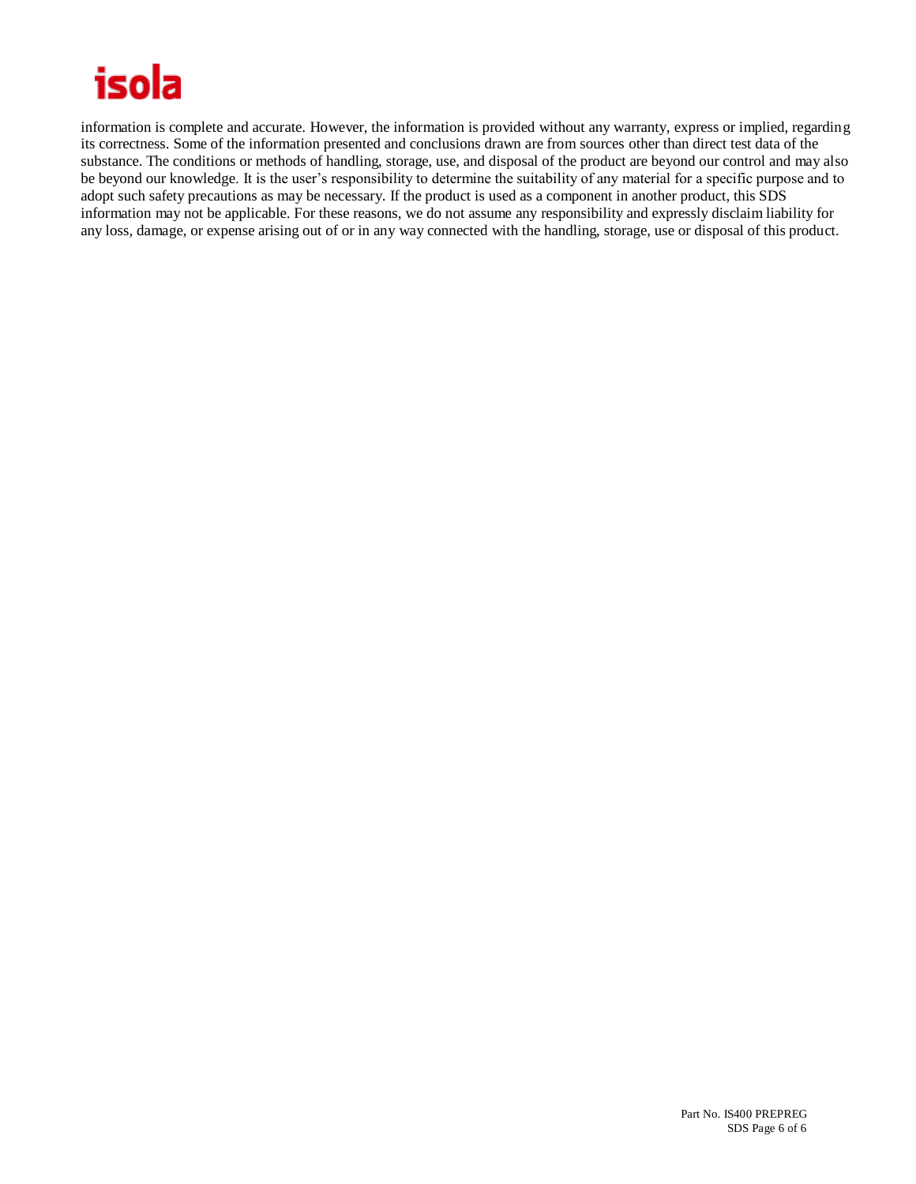information is complete and accurate. However, the information is provided without any warranty, express or implied, regarding its correctness. Some of the information presented and conclusions drawn are from sources other than direct test data of the substance. The conditions or methods of handling, storage, use, and disposal of the product are beyond our control and may also be beyond our knowledge. It is the user's responsibility to determine the suitability of any material for a specific purpose and to adopt such safety precautions as may be necessary. If the product is used as a component in another product, this SDS information may not be applicable. For these reasons, we do not assume any responsibility and expressly disclaim liability for any loss, damage, or expense arising out of or in any way connected with the handling, storage, use or disposal of this product.